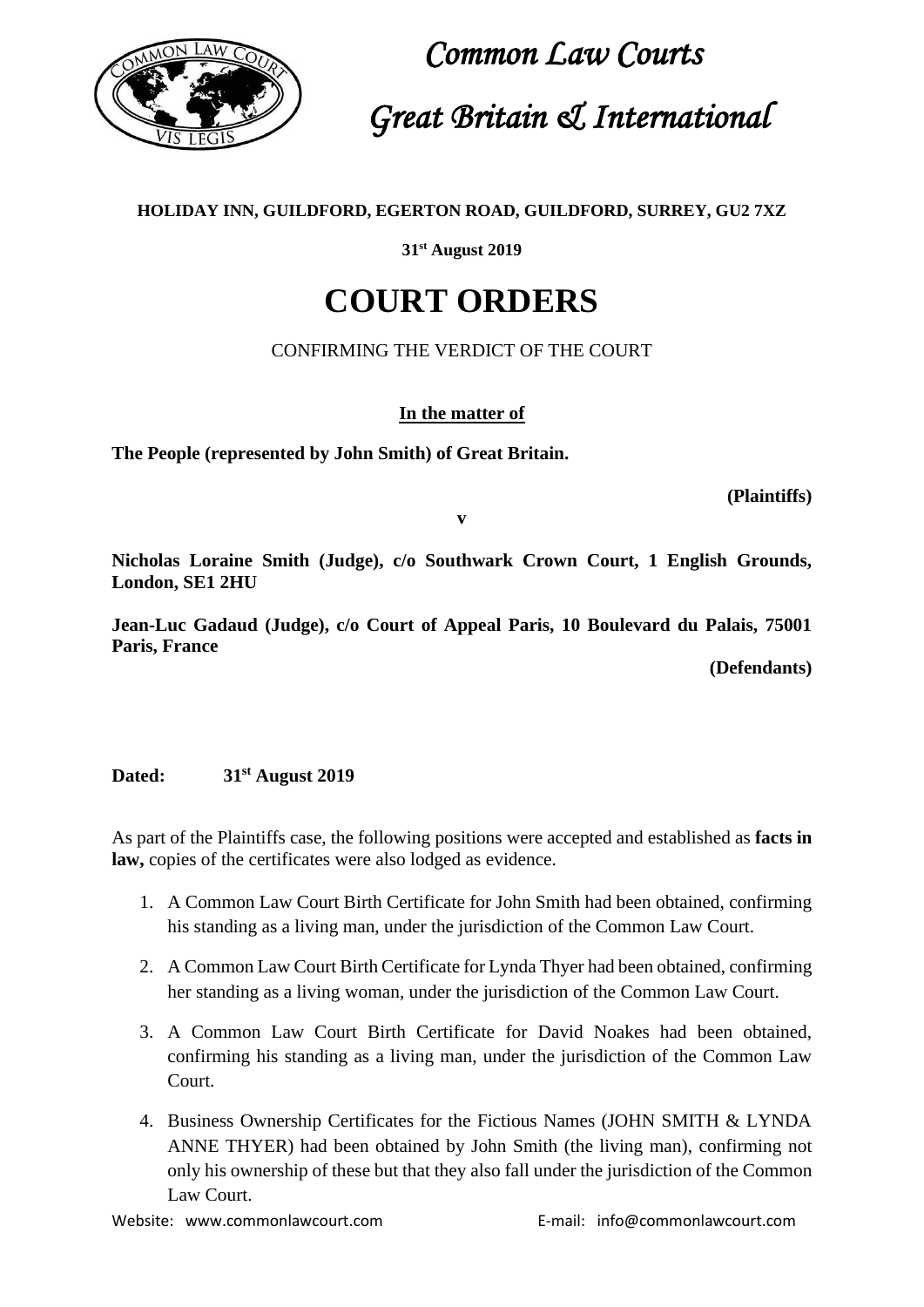# *Common Law Courts*

# *Great Britain & International*

**HOLIDAY INN, GUILDFORD, EGERTON ROAD, GUILDFORD, SURREY, GU2 7XZ**

**31st August 2019**

# COURT ORDERS

CONFIRMING THE VERDICT OF THE COURT

**In the matter of**

**The People (represented by John Smith) of Great Britain.**

**(Plaintiffs)**

**v**

**Nicholas Loraine Smith (Judge), c/o Southwark Crown Court, 1 English Grounds, London, SE1 2HU**

**Jean-Luc Gadaud (Judge), c/o Court of Appeal Paris, 10 Boulevard du Palais, 75001 Paris, France**

**(Defendants)**

**Dated: 31st August 2019**

As part of the Plaintiffs case, the following positions were accepted and established as **facts in law,** copies of the certificates were also lodged as evidence.

1. A Common Law Court Birth Certificate for John Smith had been obtained, confirming his standing as a living man, under the jurisdiction of the Common Law Court.
2. A Common Law Court Birth Certificate for Lynda Thyer had been obtained, confirming her standing as a living woman, under the jurisdiction of the Common Law Court.
3. A Common Law Court Birth Certificate for David Noakes had been obtained, confirming his standing as a living man, under the jurisdiction of the Common Law Court.
4. Business Ownership Certificates for the Fictious Names (JOHN SMITH & LYNDA ANNE THYER) had been obtained by John Smith (the living man), confirming not only his ownership of these but that they also fall under the jurisdiction of the Common Law Court.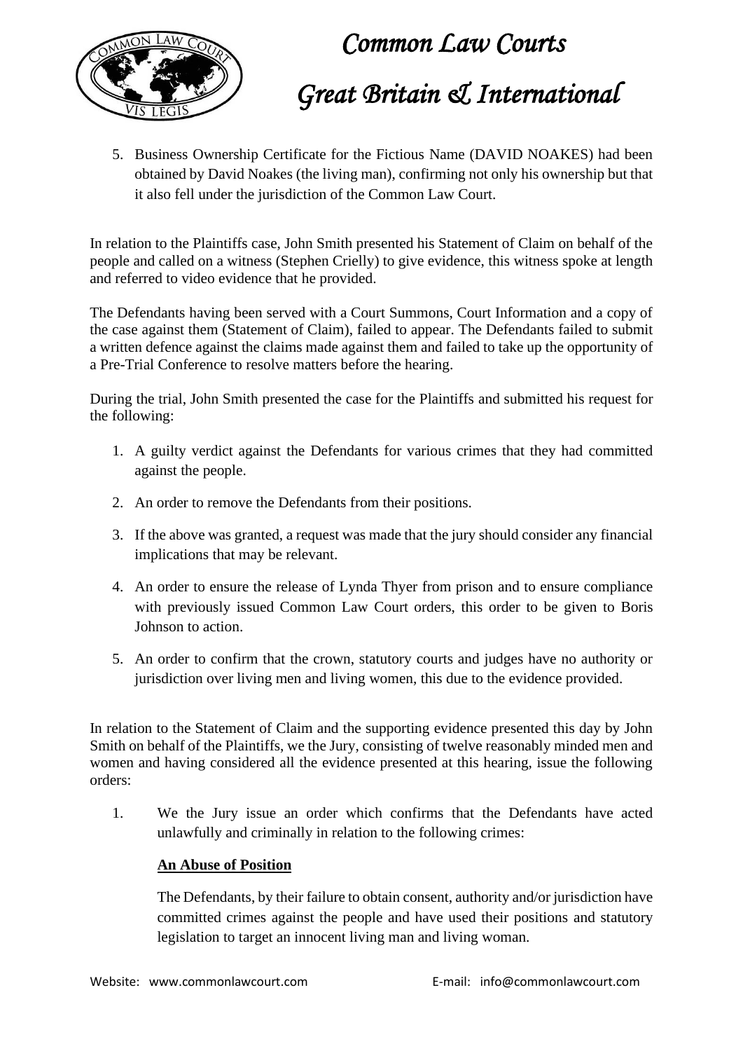5. Business Ownership Certificate for the Fictious Name (DAVID NOAKES) had been obtained by David Noakes (the living man), confirming not only his ownership but that it also fell under the jurisdiction of the Common Law Court.

In relation to the Plaintiffs case, John Smith presented his Statement of Claim on behalf of the people and called on a witness (Stephen Crielly) to give evidence, this witness spoke at length and referred to video evidence that he provided.

The Defendants having been served with a Court Summons, Court Information and a copy of the case against them (Statement of Claim), failed to appear. The Defendants failed to submit a written defence against the claims made against them and failed to take up the opportunity of a Pre-Trial Conference to resolve matters before the hearing.

During the trial, John Smith presented the case for the Plaintiffs and submitted his request for the following:

1. A guilty verdict against the Defendants for various crimes that they had committed against the people.
2. An order to remove the Defendants from their positions.
3. If the above was granted, a request was made that the jury should consider any financial implications that may be relevant.
4. An order to ensure the release of Lynda Thyer from prison and to ensure compliance with previously issued Common Law Court orders, this order to be given to Boris Johnson to action.
5. An order to confirm that the crown, statutory courts and judges have no authority or jurisdiction over living men and living women, this due to the evidence provided.

In relation to the Statement of Claim and the supporting evidence presented this day by John Smith on behalf of the Plaintiffs, we the Jury, consisting of twelve reasonably minded men and women and having considered all the evidence presented at this hearing, issue the following orders:

1. We the Jury issue an order which confirms that the Defendants have acted unlawfully and criminally in relation to the following crimes:

   **An Abuse of Position**

   The Defendants, by their failure to obtain consent, authority and/or jurisdiction have committed crimes against the people and have used their positions and statutory legislation to target an innocent living man and living woman.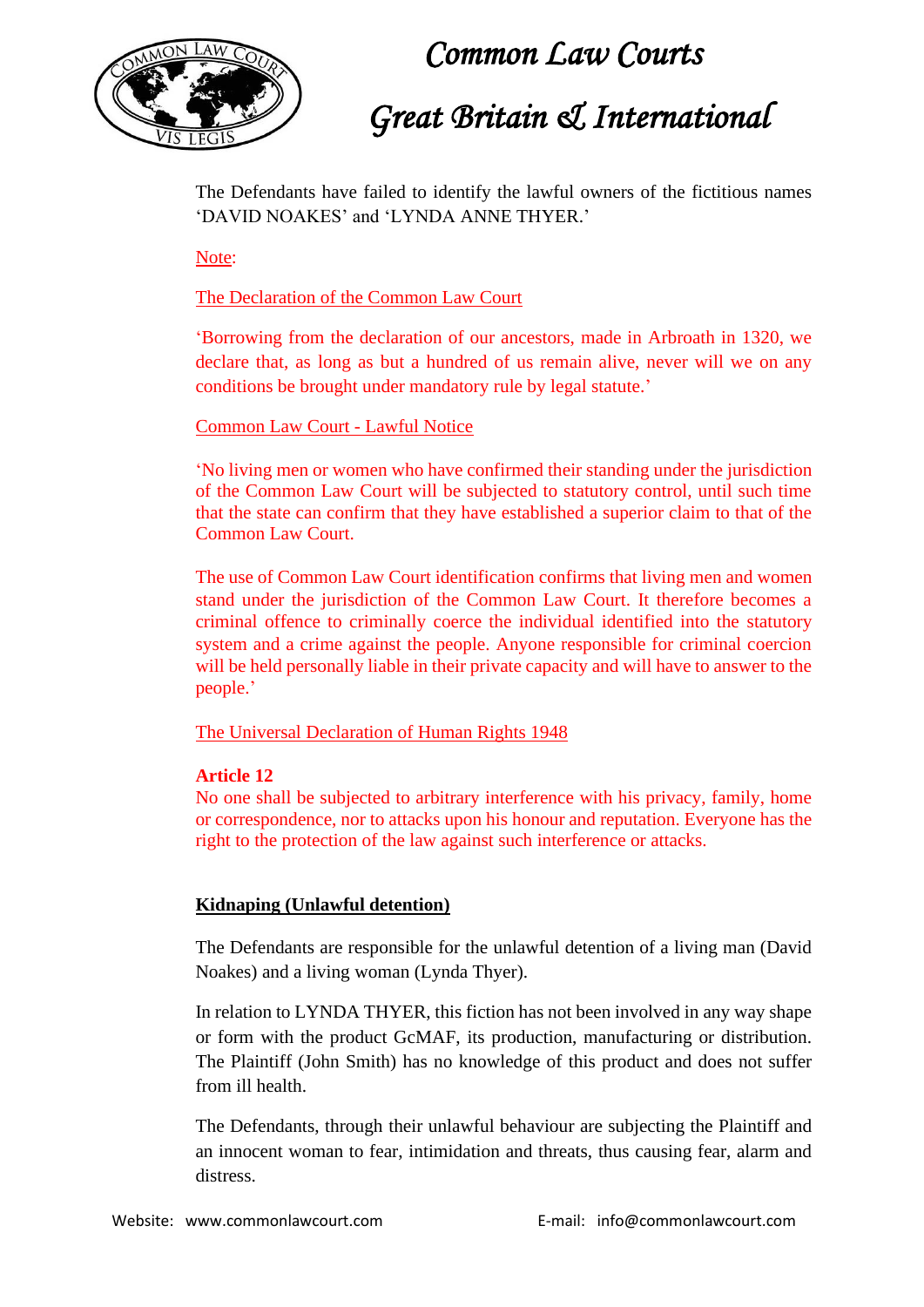The Defendants have failed to identify the lawful owners of the fictitious names 'DAVID NOAKES' and 'LYNDA ANNE THYER.'

Note:

The Declaration of the Common Law Court

'Borrowing from the declaration of our ancestors, made in Arbroath in 1320, we declare that, as long as but a hundred of us remain alive, never will we on any conditions be brought under mandatory rule by legal statute.'

Common Law Court - Lawful Notice

'No living men or women who have confirmed their standing under the jurisdiction of the Common Law Court will be subjected to statutory control, until such time that the state can confirm that they have established a superior claim to that of the Common Law Court.

The use of Common Law Court identification confirms that living men and women stand under the jurisdiction of the Common Law Court. It therefore becomes a criminal offence to criminally coerce the individual identified into the statutory system and a crime against the people. Anyone responsible for criminal coercion will be held personally liable in their private capacity and will have to answer to the people.'

The Universal Declaration of Human Rights 1948

**Article 12**
No one shall be subjected to arbitrary interference with his privacy, family, home or correspondence, nor to attacks upon his honour and reputation. Everyone has the right to the protection of the law against such interference or attacks.

**Kidnaping (Unlawful detention)**

The Defendants are responsible for the unlawful detention of a living man (David Noakes) and a living woman (Lynda Thyer).

In relation to LYNDA THYER, this fiction has not been involved in any way shape or form with the product GcMAF, its production, manufacturing or distribution. The Plaintiff (John Smith) has no knowledge of this product and does not suffer from ill health.

The Defendants, through their unlawful behaviour are subjecting the Plaintiff and an innocent woman to fear, intimidation and threats, thus causing fear, alarm and distress.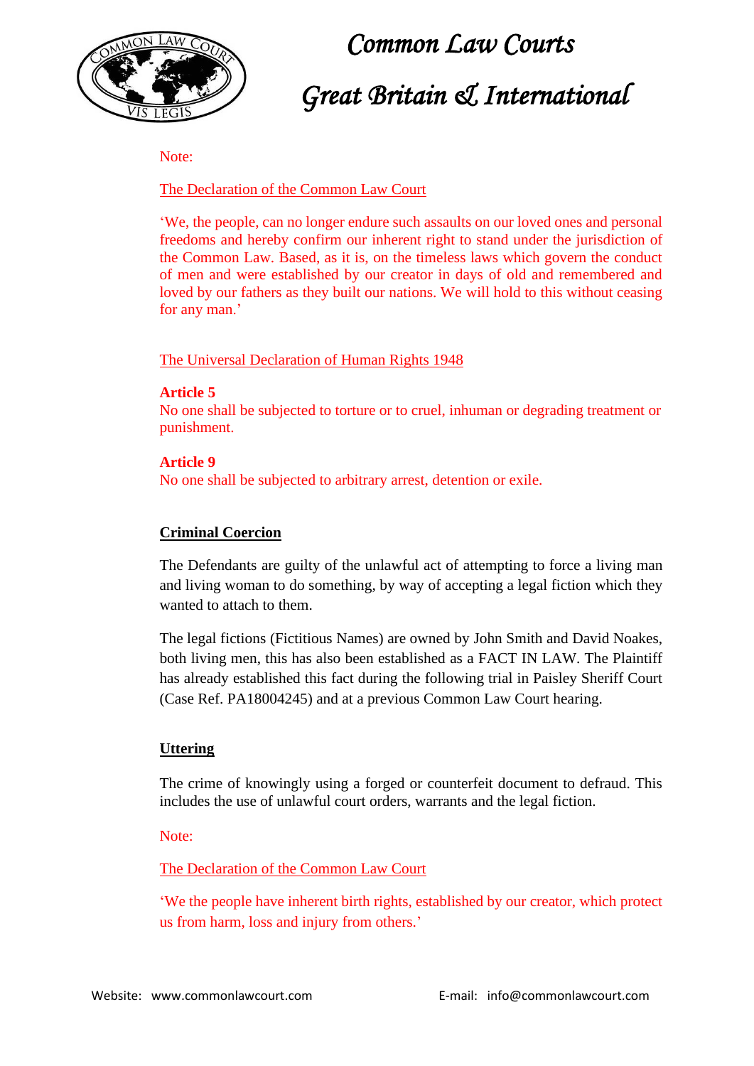Note:

The Declaration of the Common Law Court

'We, the people, can no longer endure such assaults on our loved ones and personal freedoms and hereby confirm our inherent right to stand under the jurisdiction of the Common Law. Based, as it is, on the timeless laws which govern the conduct of men and were established by our creator in days of old and remembered and loved by our fathers as they built our nations. We will hold to this without ceasing for any man.'

The Universal Declaration of Human Rights 1948

**Article 5**
No one shall be subjected to torture or to cruel, inhuman or degrading treatment or punishment.

**Article 9**
No one shall be subjected to arbitrary arrest, detention or exile.

## Criminal Coercion

The Defendants are guilty of the unlawful act of attempting to force a living man and living woman to do something, by way of accepting a legal fiction which they wanted to attach to them.

The legal fictions (Fictitious Names) are owned by John Smith and David Noakes, both living men, this has also been established as a FACT IN LAW. The Plaintiff has already established this fact during the following trial in Paisley Sheriff Court (Case Ref. PA18004245) and at a previous Common Law Court hearing.

## Uttering

The crime of knowingly using a forged or counterfeit document to defraud. This includes the use of unlawful court orders, warrants and the legal fiction.

Note:

The Declaration of the Common Law Court

'We the people have inherent birth rights, established by our creator, which protect us from harm, loss and injury from others.'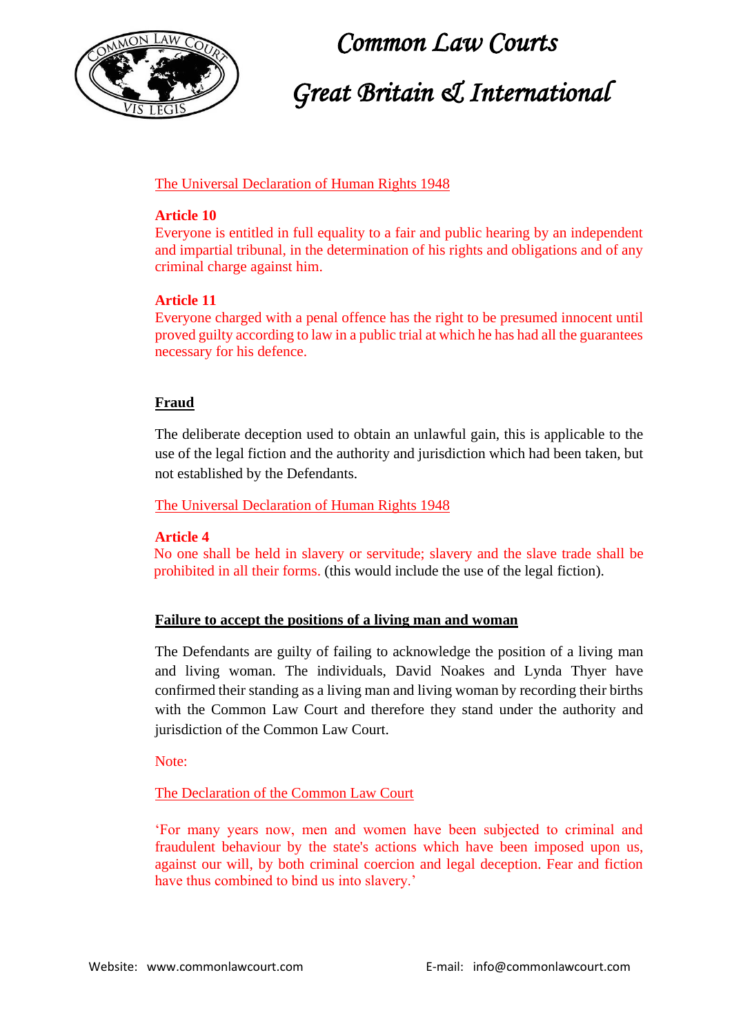The Universal Declaration of Human Rights 1948

**Article 10**
Everyone is entitled in full equality to a fair and public hearing by an independent and impartial tribunal, in the determination of his rights and obligations and of any criminal charge against him.

**Article 11**
Everyone charged with a penal offence has the right to be presumed innocent until proved guilty according to law in a public trial at which he has had all the guarantees necessary for his defence.

**Fraud**

The deliberate deception used to obtain an unlawful gain, this is applicable to the use of the legal fiction and the authority and jurisdiction which had been taken, but not established by the Defendants.

The Universal Declaration of Human Rights 1948

**Article 4**
No one shall be held in slavery or servitude; slavery and the slave trade shall be prohibited in all their forms. (this would include the use of the legal fiction).

**Failure to accept the positions of a living man and woman**

The Defendants are guilty of failing to acknowledge the position of a living man and living woman. The individuals, David Noakes and Lynda Thyer have confirmed their standing as a living man and living woman by recording their births with the Common Law Court and therefore they stand under the authority and jurisdiction of the Common Law Court.

Note:

The Declaration of the Common Law Court

'For many years now, men and women have been subjected to criminal and fraudulent behaviour by the state's actions which have been imposed upon us, against our will, by both criminal coercion and legal deception. Fear and fiction have thus combined to bind us into slavery.'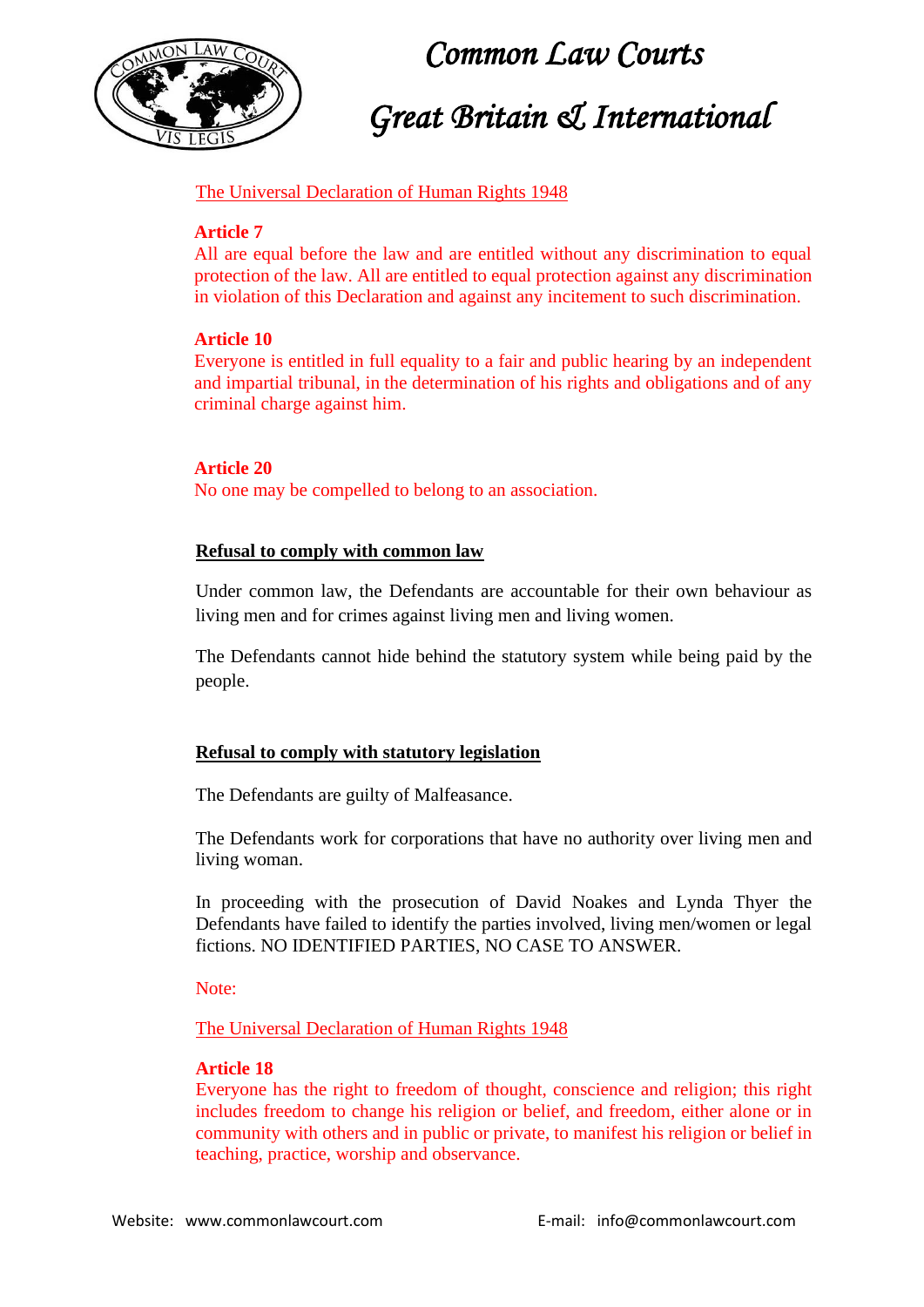The Universal Declaration of Human Rights 1948

**Article 7**
All are equal before the law and are entitled without any discrimination to equal protection of the law. All are entitled to equal protection against any discrimination in violation of this Declaration and against any incitement to such discrimination.

**Article 10**
Everyone is entitled in full equality to a fair and public hearing by an independent and impartial tribunal, in the determination of his rights and obligations and of any criminal charge against him.

**Article 20**
No one may be compelled to belong to an association.

## Refusal to comply with common law

Under common law, the Defendants are accountable for their own behaviour as living men and for crimes against living men and living women.

The Defendants cannot hide behind the statutory system while being paid by the people.

## Refusal to comply with statutory legislation

The Defendants are guilty of Malfeasance.

The Defendants work for corporations that have no authority over living men and living woman.

In proceeding with the prosecution of David Noakes and Lynda Thyer the Defendants have failed to identify the parties involved, living men/women or legal fictions. NO IDENTIFIED PARTIES, NO CASE TO ANSWER.

Note:

The Universal Declaration of Human Rights 1948

**Article 18**
Everyone has the right to freedom of thought, conscience and religion; this right includes freedom to change his religion or belief, and freedom, either alone or in community with others and in public or private, to manifest his religion or belief in teaching, practice, worship and observance.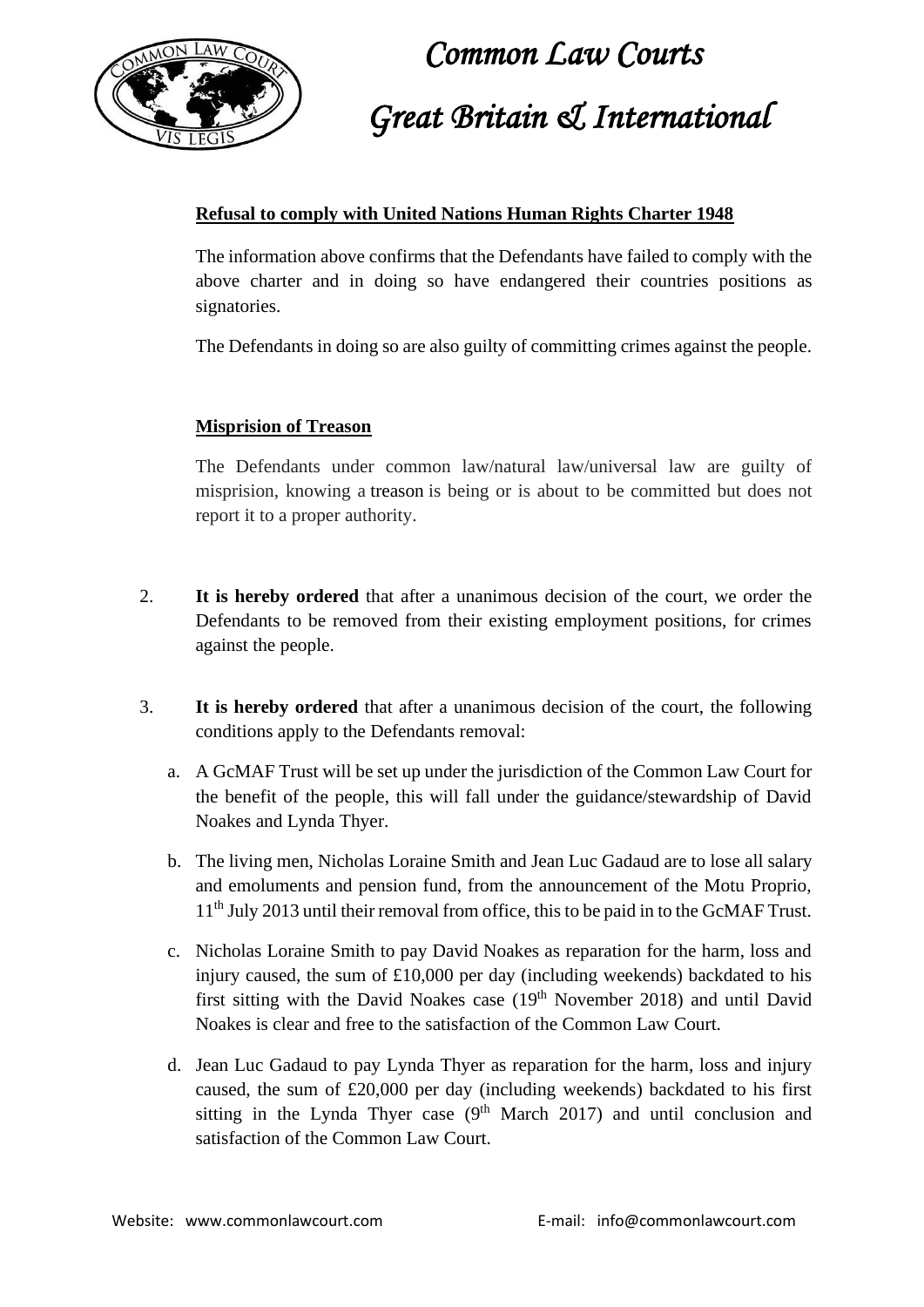**Refusal to comply with United Nations Human Rights Charter 1948**

The information above confirms that the Defendants have failed to comply with the above charter and in doing so have endangered their countries positions as signatories.

The Defendants in doing so are also guilty of committing crimes against the people.

**Misprision of Treason**

The Defendants under common law/natural law/universal law are guilty of misprision, knowing a treason is being or is about to be committed but does not report it to a proper authority.

2. **It is hereby ordered** that after a unanimous decision of the court, we order the Defendants to be removed from their existing employment positions, for crimes against the people.

3. **It is hereby ordered** that after a unanimous decision of the court, the following conditions apply to the Defendants removal:

   a. A GcMAF Trust will be set up under the jurisdiction of the Common Law Court for the benefit of the people, this will fall under the guidance/stewardship of David Noakes and Lynda Thyer.

   b. The living men, Nicholas Loraine Smith and Jean Luc Gadaud are to lose all salary and emoluments and pension fund, from the announcement of the Motu Proprio, 11th July 2013 until their removal from office, this to be paid in to the GcMAF Trust.

   c. Nicholas Loraine Smith to pay David Noakes as reparation for the harm, loss and injury caused, the sum of £10,000 per day (including weekends) backdated to his first sitting with the David Noakes case (19th November 2018) and until David Noakes is clear and free to the satisfaction of the Common Law Court.

   d. Jean Luc Gadaud to pay Lynda Thyer as reparation for the harm, loss and injury caused, the sum of £20,000 per day (including weekends) backdated to his first sitting in the Lynda Thyer case (9th March 2017) and until conclusion and satisfaction of the Common Law Court.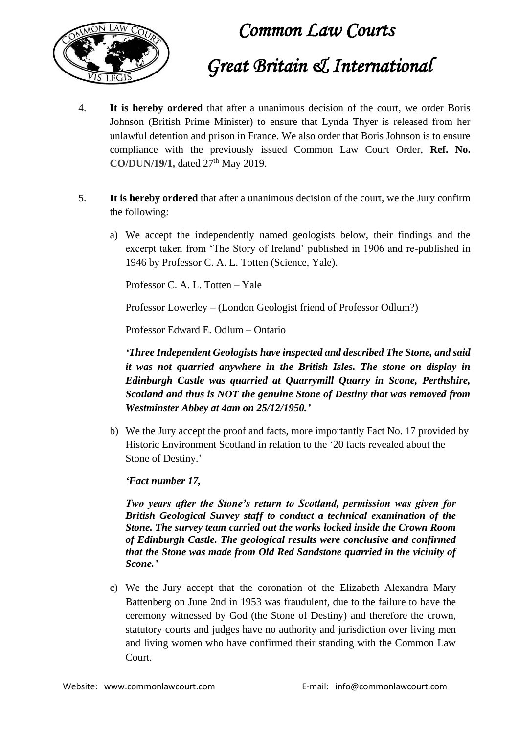4. **It is hereby ordered** that after a unanimous decision of the court, we order Boris Johnson (British Prime Minister) to ensure that Lynda Thyer is released from her unlawful detention and prison in France. We also order that Boris Johnson is to ensure compliance with the previously issued Common Law Court Order, **Ref. No. CO/DUN/19/1,** dated 27th May 2019.

5. **It is hereby ordered** that after a unanimous decision of the court, we the Jury confirm the following:

   a) We accept the independently named geologists below, their findings and the excerpt taken from 'The Story of Ireland' published in 1906 and re-published in 1946 by Professor C. A. L. Totten (Science, Yale).

   Professor C. A. L. Totten – Yale

   Professor Lowerley – (London Geologist friend of Professor Odlum?)

   Professor Edward E. Odlum – Ontario

   ***'Three Independent Geologists have inspected and described The Stone, and said it was not quarried anywhere in the British Isles. The stone on display in Edinburgh Castle was quarried at Quarrymill Quarry in Scone, Perthshire, Scotland and thus is NOT the genuine Stone of Destiny that was removed from Westminster Abbey at 4am on 25/12/1950.'***

   b) We the Jury accept the proof and facts, more importantly Fact No. 17 provided by Historic Environment Scotland in relation to the '20 facts revealed about the Stone of Destiny.'

   ***'Fact number 17,***

   ***Two years after the Stone's return to Scotland, permission was given for British Geological Survey staff to conduct a technical examination of the Stone. The survey team carried out the works locked inside the Crown Room of Edinburgh Castle. The geological results were conclusive and confirmed that the Stone was made from Old Red Sandstone quarried in the vicinity of Scone.'***

   c) We the Jury accept that the coronation of the Elizabeth Alexandra Mary Battenberg on June 2nd in 1953 was fraudulent, due to the failure to have the ceremony witnessed by God (the Stone of Destiny) and therefore the crown, statutory courts and judges have no authority and jurisdiction over living men and living women who have confirmed their standing with the Common Law Court.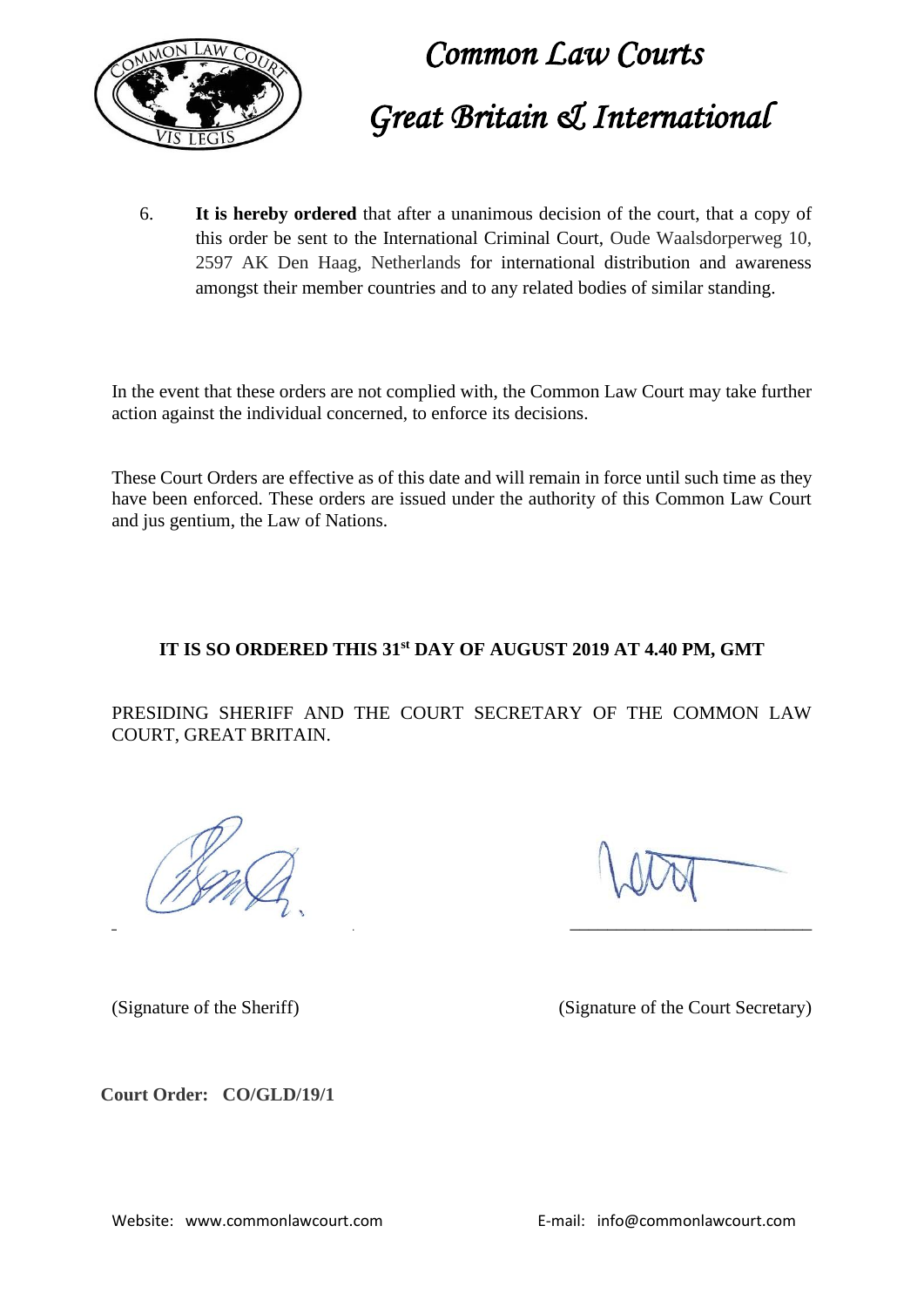6. **It is hereby ordered** that after a unanimous decision of the court, that a copy of this order be sent to the International Criminal Court, Oude Waalsdorperweg 10, 2597 AK Den Haag, Netherlands for international distribution and awareness amongst their member countries and to any related bodies of similar standing.

In the event that these orders are not complied with, the Common Law Court may take further action against the individual concerned, to enforce its decisions.

These Court Orders are effective as of this date and will remain in force until such time as they have been enforced. These orders are issued under the authority of this Common Law Court and jus gentium, the Law of Nations.

**IT IS SO ORDERED THIS 31st DAY OF AUGUST 2019 AT 4.40 PM, GMT**

PRESIDING SHERIFF AND THE COURT SECRETARY OF THE COMMON LAW COURT, GREAT BRITAIN.

(Signature of the Sheriff) (Signature of the Court Secretary)

**Court Order: CO/GLD/19/1**